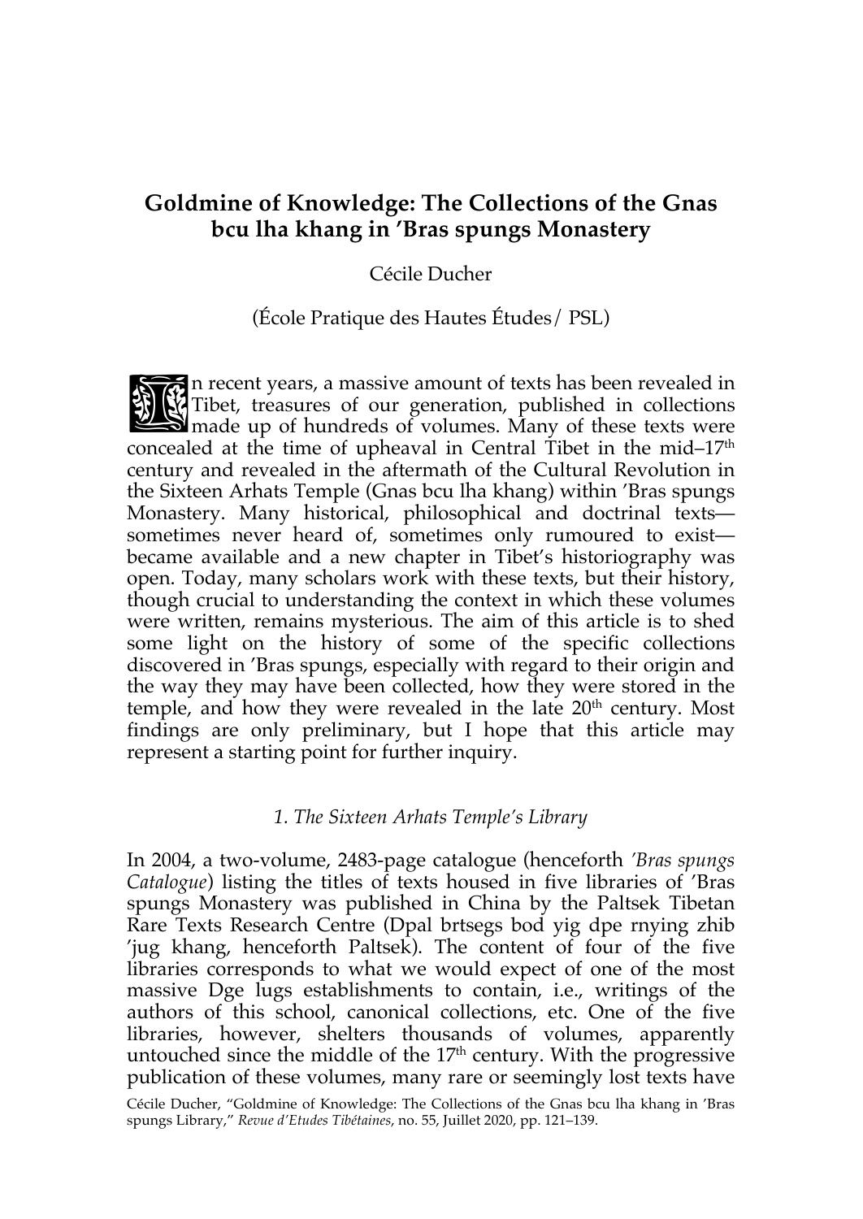# Goldmine of Knowledge: The Collections of the Gnas bcu lha khang in ’Bras spungs Monastery

Cécile Ducher

(École Pratique des Hautes Études/ PSL)

In recent years, a massive amount of texts has been revealed in Tibet, treasures of our generation, published in collections made up of hundreds of volumes. Many of these texts were concealed at the time of upheaval in Central Tibet in the mid–17th century and revealed in the aftermath of the Cultural Revolution in the Sixteen Arhats Temple (Gnas bcu lha khang) within ’Bras spungs Monastery. Many historical, philosophical and doctrinal texts—sometimes never heard of, sometimes only rumoured to exist—became available and a new chapter in Tibet’s historiography was open. Today, many scholars work with these texts, but their history, though crucial to understanding the context in which these volumes were written, remains mysterious. The aim of this article is to shed some light on the history of some of the specific collections discovered in ’Bras spungs, especially with regard to their origin and the way they may have been collected, how they were stored in the temple, and how they were revealed in the late 20th century. Most findings are only preliminary, but I hope that this article may represent a starting point for further inquiry.

## *1. The Sixteen Arhats Temple’s Library*

In 2004, a two-volume, 2483-page catalogue (henceforth *’Bras spungs Catalogue*) listing the titles of texts housed in five libraries of ’Bras spungs Monastery was published in China by the Paltsek Tibetan Rare Texts Research Centre (Dpal brtsegs bod yig dpe rnying zhib ’jug khang, henceforth Paltsek). The content of four of the five libraries corresponds to what we would expect of one of the most massive Dge lugs establishments to contain, i.e., writings of the authors of this school, canonical collections, etc. One of the five libraries, however, shelters thousands of volumes, apparently untouched since the middle of the 17th century. With the progressive publication of these volumes, many rare or seemingly lost texts have

Cécile Ducher, “Goldmine of Knowledge: The Collections of the Gnas bcu lha khang in ’Bras spungs Library,” *Revue d’Etudes Tibétaines*, no. 55, Juillet 2020, pp. 121–139.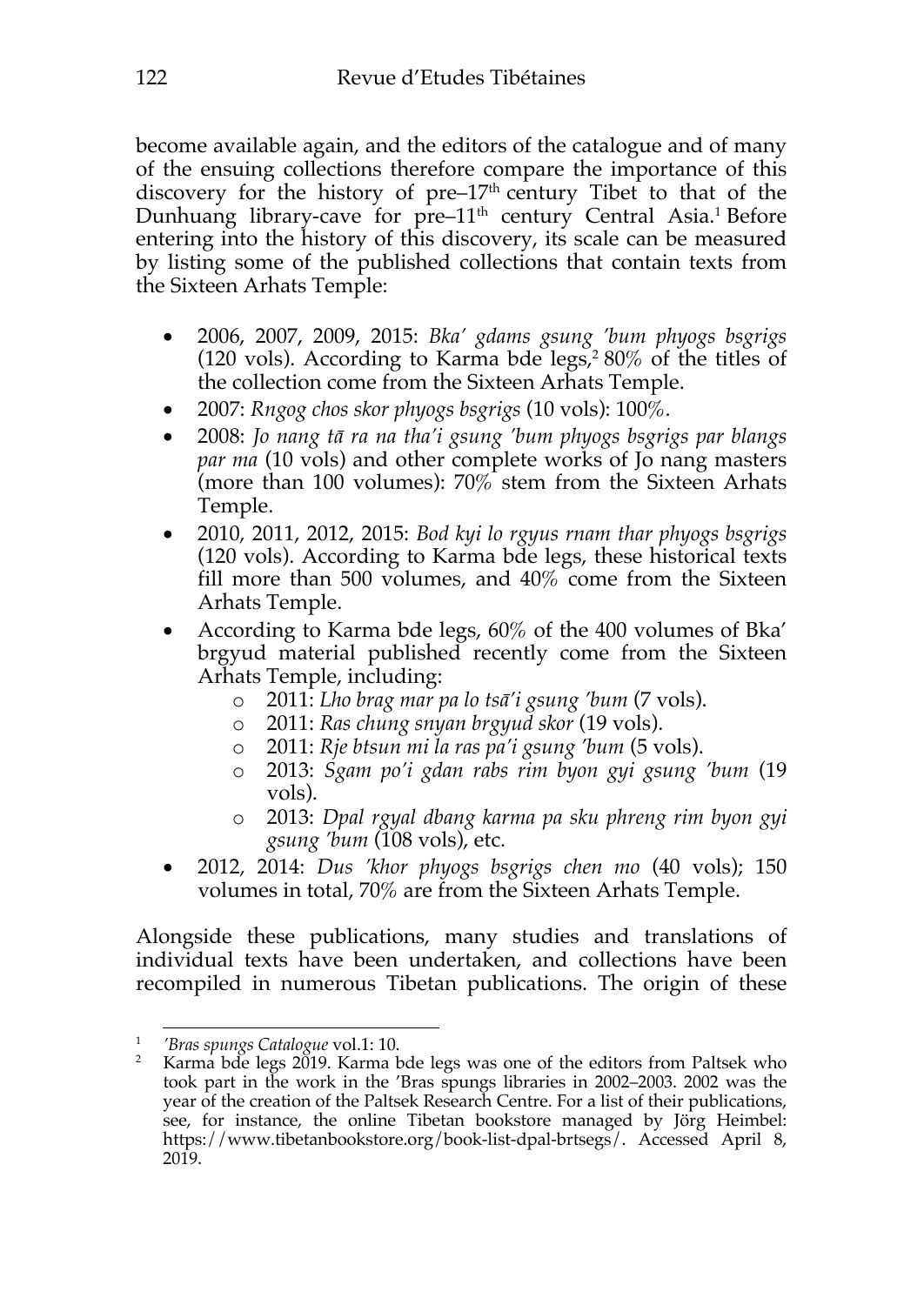become available again, and the editors of the catalogue and of many of the ensuing collections therefore compare the importance of this discovery for the history of pre–17th century Tibet to that of the Dunhuang library-cave for pre–11th century Central Asia.[1] Before entering into the history of this discovery, its scale can be measured by listing some of the published collections that contain texts from the Sixteen Arhats Temple:

- 2006, 2007, 2009, 2015: *Bka' gdams gsung 'bum phyogs bsgrigs* (120 vols). According to Karma bde legs,[2] 80% of the titles of the collection come from the Sixteen Arhats Temple.
- 2007: *Rngog chos skor phyogs bsgrigs* (10 vols): 100%.
- 2008: *Jo nang tā ra na tha'i gsung 'bum phyogs bsgrigs par blangs par ma* (10 vols) and other complete works of Jo nang masters (more than 100 volumes): 70% stem from the Sixteen Arhats Temple.
- 2010, 2011, 2012, 2015: *Bod kyi lo rgyus rnam thar phyogs bsgrigs* (120 vols). According to Karma bde legs, these historical texts fill more than 500 volumes, and 40% come from the Sixteen Arhats Temple.
- According to Karma bde legs, 60% of the 400 volumes of Bka' brgyud material published recently come from the Sixteen Arhats Temple, including:
  - 2011: *Lho brag mar pa lo tsā'i gsung 'bum* (7 vols).
  - 2011: *Ras chung snyan brgyud skor* (19 vols).
  - 2011: *Rje btsun mi la ras pa'i gsung 'bum* (5 vols).
  - 2013: *Sgam po'i gdan rabs rim byon gyi gsung 'bum* (19 vols).
  - 2013: *Dpal rgyal dbang karma pa sku phreng rim byon gyi gsung 'bum* (108 vols), etc.
- 2012, 2014: *Dus 'khor phyogs bsgrigs chen mo* (40 vols); 150 volumes in total, 70% are from the Sixteen Arhats Temple.

Alongside these publications, many studies and translations of individual texts have been undertaken, and collections have been recompiled in numerous Tibetan publications. The origin of these

---

[1] *'Bras spungs Catalogue* vol.1: 10.

[2] Karma bde legs 2019. Karma bde legs was one of the editors from Paltsek who took part in the work in the 'Bras spungs libraries in 2002–2003. 2002 was the year of the creation of the Paltsek Research Centre. For a list of their publications, see, for instance, the online Tibetan bookstore managed by Jörg Heimbel: https://www.tibetanbookstore.org/book-list-dpal-brtsegs/. Accessed April 8, 2019.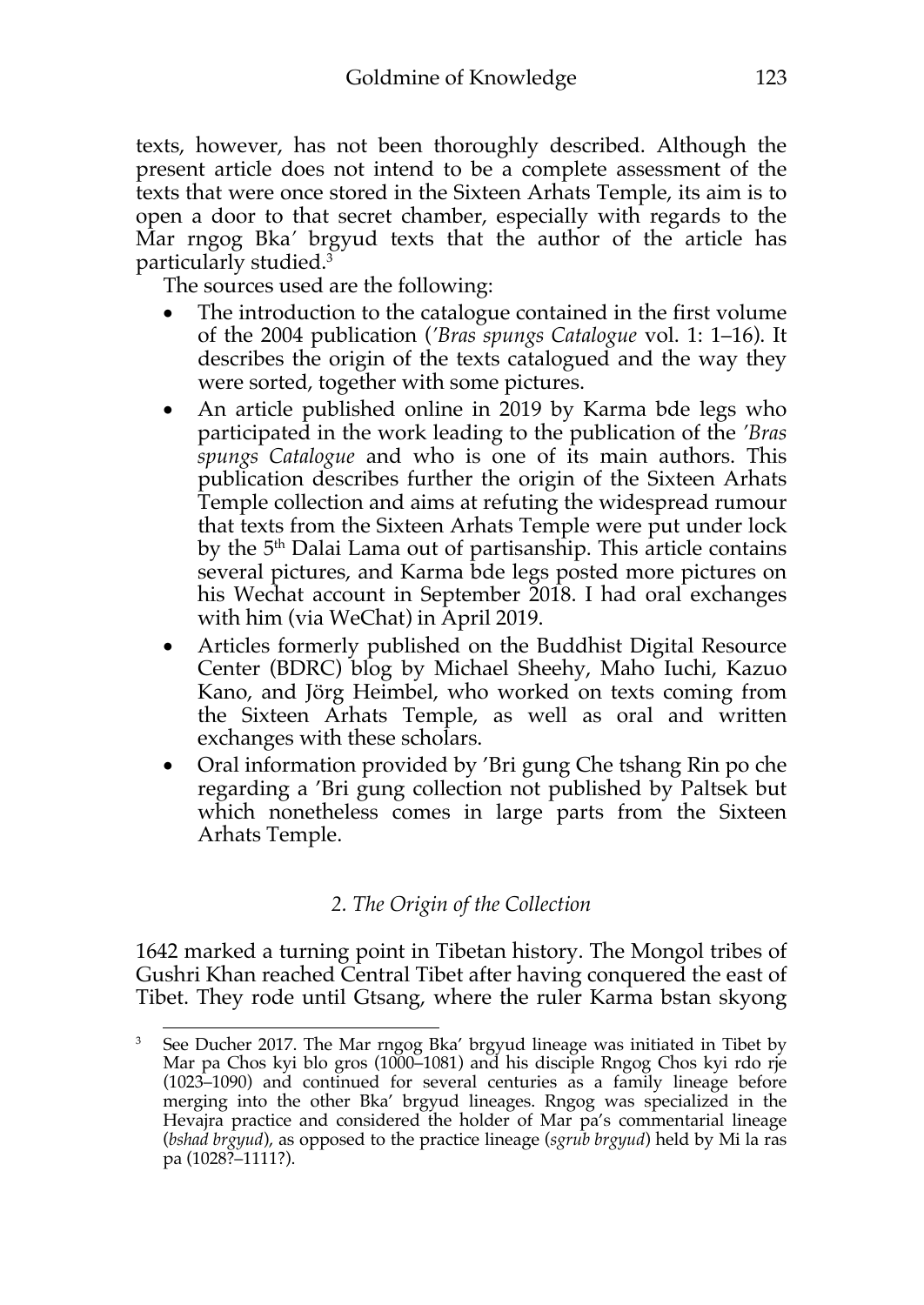texts, however, has not been thoroughly described. Although the present article does not intend to be a complete assessment of the texts that were once stored in the Sixteen Arhats Temple, its aim is to open a door to that secret chamber, especially with regards to the Mar rngog Bka' brgyud texts that the author of the article has particularly studied.[3]

The sources used are the following:

- The introduction to the catalogue contained in the first volume of the 2004 publication (*'Bras spungs Catalogue* vol. 1: 1–16). It describes the origin of the texts catalogued and the way they were sorted, together with some pictures.
- An article published online in 2019 by Karma bde legs who participated in the work leading to the publication of the *'Bras spungs Catalogue* and who is one of its main authors. This publication describes further the origin of the Sixteen Arhats Temple collection and aims at refuting the widespread rumour that texts from the Sixteen Arhats Temple were put under lock by the 5th Dalai Lama out of partisanship. This article contains several pictures, and Karma bde legs posted more pictures on his Wechat account in September 2018. I had oral exchanges with him (via WeChat) in April 2019.
- Articles formerly published on the Buddhist Digital Resource Center (BDRC) blog by Michael Sheehy, Maho Iuchi, Kazuo Kano, and Jörg Heimbel, who worked on texts coming from the Sixteen Arhats Temple, as well as oral and written exchanges with these scholars.
- Oral information provided by 'Bri gung Che tshang Rin po che regarding a 'Bri gung collection not published by Paltsek but which nonetheless comes in large parts from the Sixteen Arhats Temple.

## *2. The Origin of the Collection*

1642 marked a turning point in Tibetan history. The Mongol tribes of Gushri Khan reached Central Tibet after having conquered the east of Tibet. They rode until Gtsang, where the ruler Karma bstan skyong

[3] See Ducher 2017. The Mar rngog Bka' brgyud lineage was initiated in Tibet by Mar pa Chos kyi blo gros (1000–1081) and his disciple Rngog Chos kyi rdo rje (1023–1090) and continued for several centuries as a family lineage before merging into the other Bka' brgyud lineages. Rngog was specialized in the Hevajra practice and considered the holder of Mar pa's commentarial lineage (*bshad brgyud*), as opposed to the practice lineage (*sgrub brgyud*) held by Mi la ras pa (1028?–1111?).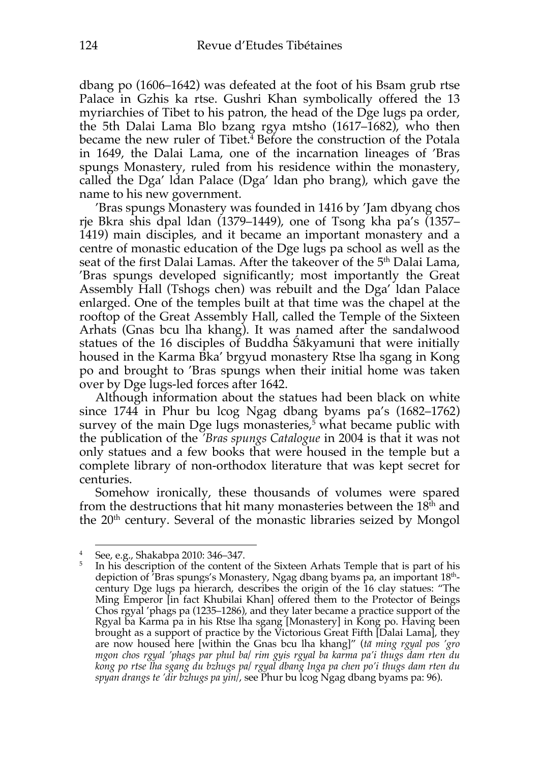dbang po (1606–1642) was defeated at the foot of his Bsam grub rtse Palace in Gzhis ka rtse. Gushri Khan symbolically offered the 13 myriarchies of Tibet to his patron, the head of the Dge lugs pa order, the 5th Dalai Lama Blo bzang rgya mtsho (1617–1682), who then became the new ruler of Tibet.[4] Before the construction of the Potala in 1649, the Dalai Lama, one of the incarnation lineages of 'Bras spungs Monastery, ruled from his residence within the monastery, called the Dga' ldan Palace (Dga' ldan pho brang), which gave the name to his new government.

'Bras spungs Monastery was founded in 1416 by 'Jam dbyang chos rje Bkra shis dpal ldan (1379–1449), one of Tsong kha pa's (1357–1419) main disciples, and it became an important monastery and a centre of monastic education of the Dge lugs pa school as well as the seat of the first Dalai Lamas. After the takeover of the 5th Dalai Lama, 'Bras spungs developed significantly; most importantly the Great Assembly Hall (Tshogs chen) was rebuilt and the Dga' ldan Palace enlarged. One of the temples built at that time was the chapel at the rooftop of the Great Assembly Hall, called the Temple of the Sixteen Arhats (Gnas bcu lha khang). It was named after the sandalwood statues of the 16 disciples of Buddha Śākyamuni that were initially housed in the Karma Bka' brgyud monastery Rtse lha sgang in Kong po and brought to 'Bras spungs when their initial home was taken over by Dge lugs-led forces after 1642.

Although information about the statues had been black on white since 1744 in Phur bu lcog Ngag dbang byams pa's (1682–1762) survey of the main Dge lugs monasteries,[5] what became public with the publication of the *'Bras spungs Catalogue* in 2004 is that it was not only statues and a few books that were housed in the temple but a complete library of non-orthodox literature that was kept secret for centuries.

Somehow ironically, these thousands of volumes were spared from the destructions that hit many monasteries between the 18th and the 20th century. Several of the monastic libraries seized by Mongol

---

[4] See, e.g., Shakabpa 2010: 346–347.

[5] In his description of the content of the Sixteen Arhats Temple that is part of his depiction of 'Bras spungs's Monastery, Ngag dbang byams pa, an important 18th-century Dge lugs pa hierarch, describes the origin of the 16 clay statues: "The Ming Emperor [in fact Khubilai Khan] offered them to the Protector of Beings Chos rgyal 'phags pa (1235–1286), and they later became a practice support of the Rgyal ba Karma pa in his Rtse lha sgang [Monastery] in Kong po. Having been brought as a support of practice by the Victorious Great Fifth [Dalai Lama], they are now housed here [within the Gnas bcu lha khang]" (*tā ming rgyal pos 'gro mgon chos rgyal 'phags par phul ba/ rim gyis rgyal ba karma pa'i thugs dam rten du kong po rtse lha sgang du bzhugs pa/ rgyal dbang lnga pa chen po'i thugs dam rten du spyan drangs te 'dir bzhugs pa yin/*, see Phur bu lcog Ngag dbang byams pa: 96).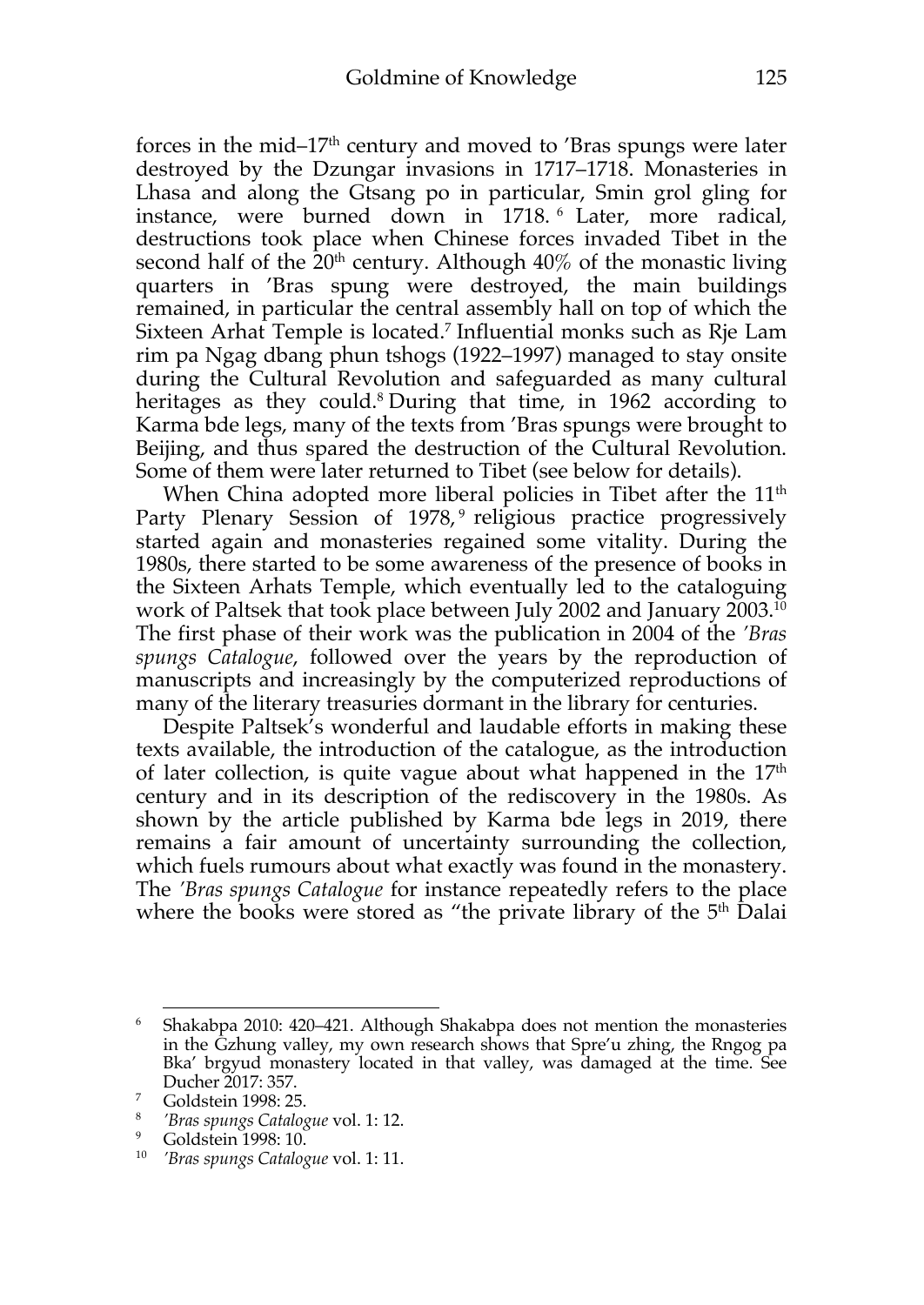forces in the mid–17th century and moved to ’Bras spungs were later destroyed by the Dzungar invasions in 1717–1718. Monasteries in Lhasa and along the Gtsang po in particular, Smin grol gling for instance, were burned down in 1718.[6] Later, more radical, destructions took place when Chinese forces invaded Tibet in the second half of the 20th century. Although 40% of the monastic living quarters in ’Bras spung were destroyed, the main buildings remained, in particular the central assembly hall on top of which the Sixteen Arhat Temple is located.[7] Influential monks such as Rje Lam rim pa Ngag dbang phun tshogs (1922–1997) managed to stay onsite during the Cultural Revolution and safeguarded as many cultural heritages as they could.[8] During that time, in 1962 according to Karma bde legs, many of the texts from ’Bras spungs were brought to Beijing, and thus spared the destruction of the Cultural Revolution. Some of them were later returned to Tibet (see below for details).

When China adopted more liberal policies in Tibet after the 11th Party Plenary Session of 1978,[9] religious practice progressively started again and monasteries regained some vitality. During the 1980s, there started to be some awareness of the presence of books in the Sixteen Arhats Temple, which eventually led to the cataloguing work of Paltsek that took place between July 2002 and January 2003.[10] The first phase of their work was the publication in 2004 of the *’Bras spungs Catalogue*, followed over the years by the reproduction of manuscripts and increasingly by the computerized reproductions of many of the literary treasuries dormant in the library for centuries.

Despite Paltsek’s wonderful and laudable efforts in making these texts available, the introduction of the catalogue, as the introduction of later collection, is quite vague about what happened in the 17th century and in its description of the rediscovery in the 1980s. As shown by the article published by Karma bde legs in 2019, there remains a fair amount of uncertainty surrounding the collection, which fuels rumours about what exactly was found in the monastery. The *’Bras spungs Catalogue* for instance repeatedly refers to the place where the books were stored as “the private library of the 5th Dalai

---

[6] Shakabpa 2010: 420–421. Although Shakabpa does not mention the monasteries in the Gzhung valley, my own research shows that Spre’u zhing, the Rngog pa Bka’ brgyud monastery located in that valley, was damaged at the time. See Ducher 2017: 357.

[7] Goldstein 1998: 25.

[8] *’Bras spungs Catalogue* vol. 1: 12.

[9] Goldstein 1998: 10.

[10] *’Bras spungs Catalogue* vol. 1: 11.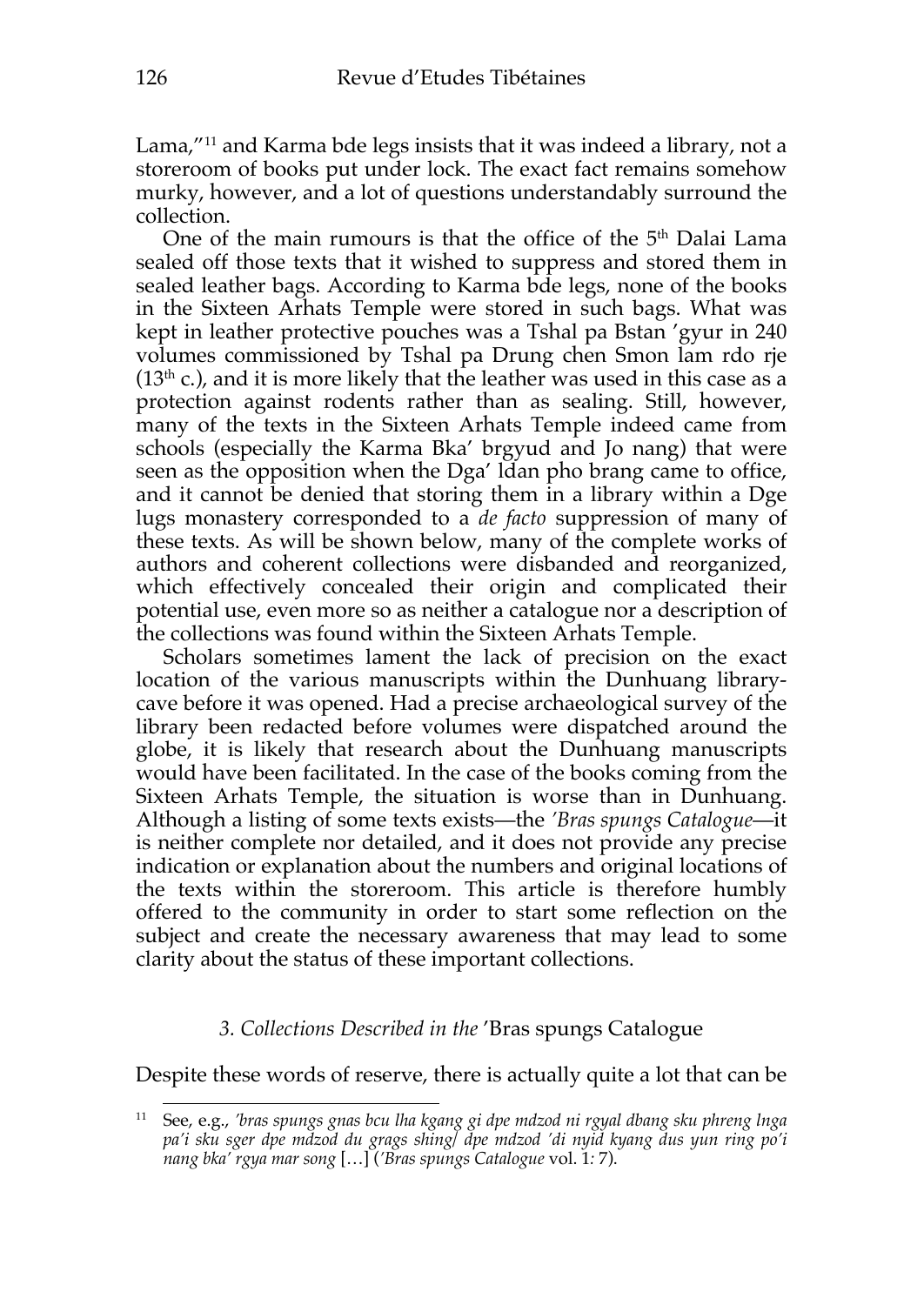Lama,"[11] and Karma bde legs insists that it was indeed a library, not a storeroom of books put under lock. The exact fact remains somehow murky, however, and a lot of questions understandably surround the collection.

One of the main rumours is that the office of the 5th Dalai Lama sealed off those texts that it wished to suppress and stored them in sealed leather bags. According to Karma bde legs, none of the books in the Sixteen Arhats Temple were stored in such bags. What was kept in leather protective pouches was a Tshal pa Bstan 'gyur in 240 volumes commissioned by Tshal pa Drung chen Smon lam rdo rje (13th c.), and it is more likely that the leather was used in this case as a protection against rodents rather than as sealing. Still, however, many of the texts in the Sixteen Arhats Temple indeed came from schools (especially the Karma Bka' brgyud and Jo nang) that were seen as the opposition when the Dga' ldan pho brang came to office, and it cannot be denied that storing them in a library within a Dge lugs monastery corresponded to a *de facto* suppression of many of these texts. As will be shown below, many of the complete works of authors and coherent collections were disbanded and reorganized, which effectively concealed their origin and complicated their potential use, even more so as neither a catalogue nor a description of the collections was found within the Sixteen Arhats Temple.

Scholars sometimes lament the lack of precision on the exact location of the various manuscripts within the Dunhuang library-cave before it was opened. Had a precise archaeological survey of the library been redacted before volumes were dispatched around the globe, it is likely that research about the Dunhuang manuscripts would have been facilitated. In the case of the books coming from the Sixteen Arhats Temple, the situation is worse than in Dunhuang. Although a listing of some texts exists—the *'Bras spungs Catalogue*—it is neither complete nor detailed, and it does not provide any precise indication or explanation about the numbers and original locations of the texts within the storeroom. This article is therefore humbly offered to the community in order to start some reflection on the subject and create the necessary awareness that may lead to some clarity about the status of these important collections.

### *3. Collections Described in the* 'Bras spungs Catalogue

Despite these words of reserve, there is actually quite a lot that can be

[11] See, e.g., *'bras spungs gnas bcu lha kgang gi dpe mdzod ni rgyal dbang sku phreng lnga pa'i sku sger dpe mdzod du grags shing/ dpe mdzod 'di nyid kyang dus yun ring po'i nang bka' rgya mar song* […] (*'Bras spungs Catalogue* vol. 1: 7).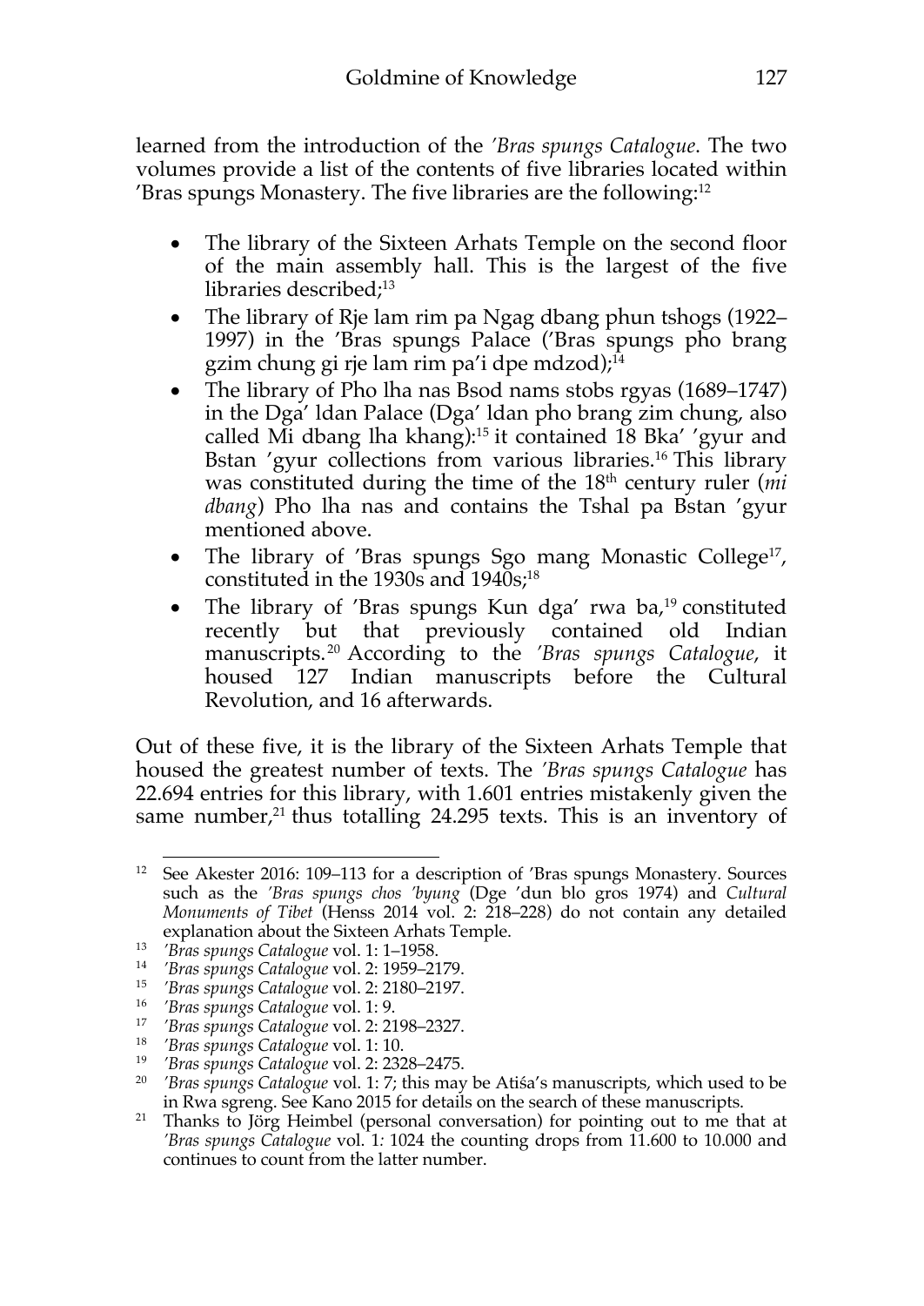learned from the introduction of the *'Bras spungs Catalogue*. The two volumes provide a list of the contents of five libraries located within 'Bras spungs Monastery. The five libraries are the following:[12]

- The library of the Sixteen Arhats Temple on the second floor of the main assembly hall. This is the largest of the five libraries described;[13]
- The library of Rje lam rim pa Ngag dbang phun tshogs (1922–1997) in the 'Bras spungs Palace ('Bras spungs pho brang gzim chung gi rje lam rim pa'i dpe mdzod);[14]
- The library of Pho lha nas Bsod nams stobs rgyas (1689–1747) in the Dga' ldan Palace (Dga' ldan pho brang zim chung, also called Mi dbang lha khang):[15] it contained 18 Bka' 'gyur and Bstan 'gyur collections from various libraries.[16] This library was constituted during the time of the 18th century ruler (*mi dbang*) Pho lha nas and contains the Tshal pa Bstan 'gyur mentioned above.
- The library of 'Bras spungs Sgo mang Monastic College[17], constituted in the 1930s and 1940s;[18]
- The library of 'Bras spungs Kun dga' rwa ba,[19] constituted recently but that previously contained old Indian manuscripts.[20] According to the *'Bras spungs Catalogue*, it housed 127 Indian manuscripts before the Cultural Revolution, and 16 afterwards.

Out of these five, it is the library of the Sixteen Arhats Temple that housed the greatest number of texts. The *'Bras spungs Catalogue* has 22.694 entries for this library, with 1.601 entries mistakenly given the same number,[21] thus totalling 24.295 texts. This is an inventory of

---

[12] See Akester 2016: 109–113 for a description of 'Bras spungs Monastery. Sources such as the *'Bras spungs chos 'byung* (Dge 'dun blo gros 1974) and *Cultural Monuments of Tibet* (Henss 2014 vol. 2: 218–228) do not contain any detailed explanation about the Sixteen Arhats Temple.

[13] *'Bras spungs Catalogue* vol. 1: 1–1958.

[14] *'Bras spungs Catalogue* vol. 2: 1959–2179.

[15] *'Bras spungs Catalogue* vol. 2: 2180–2197.

[16] *'Bras spungs Catalogue* vol. 1: 9.

[17] *'Bras spungs Catalogue* vol. 2: 2198–2327.

[18] *'Bras spungs Catalogue* vol. 1: 10.

[19] *'Bras spungs Catalogue* vol. 2: 2328–2475.

[20] *'Bras spungs Catalogue* vol. 1: 7; this may be Atiśa's manuscripts, which used to be in Rwa sgreng. See Kano 2015 for details on the search of these manuscripts.

[21] Thanks to Jörg Heimbel (personal conversation) for pointing out to me that at *'Bras spungs Catalogue* vol. 1*:* 1024 the counting drops from 11.600 to 10.000 and continues to count from the latter number.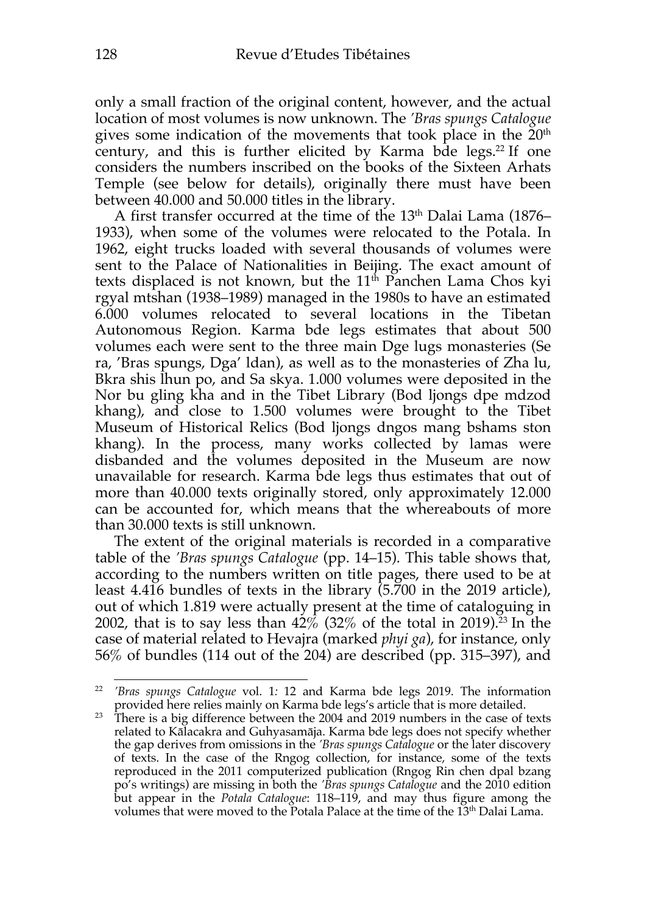only a small fraction of the original content, however, and the actual location of most volumes is now unknown. The *'Bras spungs Catalogue* gives some indication of the movements that took place in the 20th century, and this is further elicited by Karma bde legs.[22] If one considers the numbers inscribed on the books of the Sixteen Arhats Temple (see below for details), originally there must have been between 40.000 and 50.000 titles in the library.

A first transfer occurred at the time of the 13th Dalai Lama (1876–1933), when some of the volumes were relocated to the Potala. In 1962, eight trucks loaded with several thousands of volumes were sent to the Palace of Nationalities in Beijing. The exact amount of texts displaced is not known, but the 11th Panchen Lama Chos kyi rgyal mtshan (1938–1989) managed in the 1980s to have an estimated 6.000 volumes relocated to several locations in the Tibetan Autonomous Region. Karma bde legs estimates that about 500 volumes each were sent to the three main Dge lugs monasteries (Se ra, 'Bras spungs, Dga' ldan), as well as to the monasteries of Zha lu, Bkra shis lhun po, and Sa skya. 1.000 volumes were deposited in the Nor bu gling kha and in the Tibet Library (Bod ljongs dpe mdzod khang), and close to 1.500 volumes were brought to the Tibet Museum of Historical Relics (Bod ljongs dngos mang bshams ston khang). In the process, many works collected by lamas were disbanded and the volumes deposited in the Museum are now unavailable for research. Karma bde legs thus estimates that out of more than 40.000 texts originally stored, only approximately 12.000 can be accounted for, which means that the whereabouts of more than 30.000 texts is still unknown.

The extent of the original materials is recorded in a comparative table of the *'Bras spungs Catalogue* (pp. 14–15). This table shows that, according to the numbers written on title pages, there used to be at least 4.416 bundles of texts in the library (5.700 in the 2019 article), out of which 1.819 were actually present at the time of cataloguing in 2002, that is to say less than 42% (32% of the total in 2019).[23] In the case of material related to Hevajra (marked *phyi ga*), for instance, only 56% of bundles (114 out of the 204) are described (pp. 315–397), and

---

[22] *'Bras spungs Catalogue* vol. 1: 12 and Karma bde legs 2019. The information provided here relies mainly on Karma bde legs's article that is more detailed.

[23] There is a big difference between the 2004 and 2019 numbers in the case of texts related to Kālacakra and Guhyasamāja. Karma bde legs does not specify whether the gap derives from omissions in the *'Bras spungs Catalogue* or the later discovery of texts. In the case of the Rngog collection, for instance, some of the texts reproduced in the 2011 computerized publication (Rngog Rin chen dpal bzang po's writings) are missing in both the *'Bras spungs Catalogue* and the 2010 edition but appear in the *Potala Catalogue*: 118–119, and may thus figure among the volumes that were moved to the Potala Palace at the time of the 13th Dalai Lama.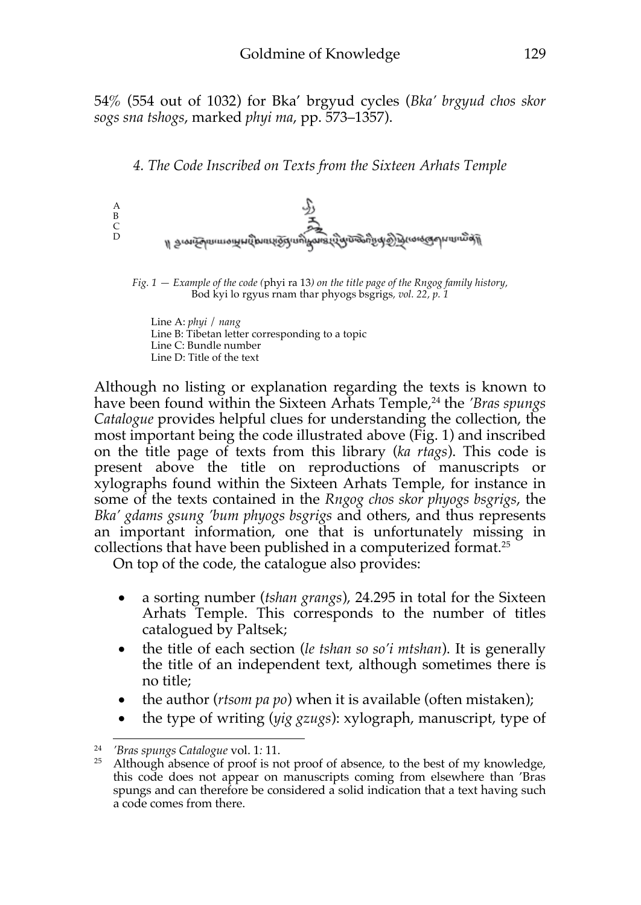54% (554 out of 1032) for Bka' brgyud cycles (*Bka' brgyud chos skor sogs sna tshogs*, marked *phyi ma*, pp. 573–1357).

### *4. The Code Inscribed on Texts from the Sixteen Arhats Temple*

A
B
C
D

*Fig. 1 — Example of the code (*phyi ra 13*) on the title page of the Rngog family history,* Bod kyi lo rgyus rnam thar phyogs bsgrigs*, vol. 22, p. 1*

Line A: *phyi* / *nang*
Line B: Tibetan letter corresponding to a topic
Line C: Bundle number
Line D: Title of the text

Although no listing or explanation regarding the texts is known to have been found within the Sixteen Arhats Temple,[24] the *'Bras spungs Catalogue* provides helpful clues for understanding the collection, the most important being the code illustrated above (Fig. 1) and inscribed on the title page of texts from this library (*ka rtags*). This code is present above the title on reproductions of manuscripts or xylographs found within the Sixteen Arhats Temple, for instance in some of the texts contained in the *Rngog chos skor phyogs bsgrigs*, the *Bka' gdams gsung 'bum phyogs bsgrigs* and others, and thus represents an important information, one that is unfortunately missing in collections that have been published in a computerized format.[25]

On top of the code, the catalogue also provides:

- a sorting number (*tshan grangs*), 24.295 in total for the Sixteen Arhats Temple. This corresponds to the number of titles catalogued by Paltsek;
- the title of each section (*le tshan so so'i mtshan*). It is generally the title of an independent text, although sometimes there is no title;
- the author (*rtsom pa po*) when it is available (often mistaken);
- the type of writing (*yig gzugs*): xylograph, manuscript, type of

---

[24] *'Bras spungs Catalogue* vol. 1*:* 11.

[25] Although absence of proof is not proof of absence, to the best of my knowledge, this code does not appear on manuscripts coming from elsewhere than 'Bras spungs and can therefore be considered a solid indication that a text having such a code comes from there.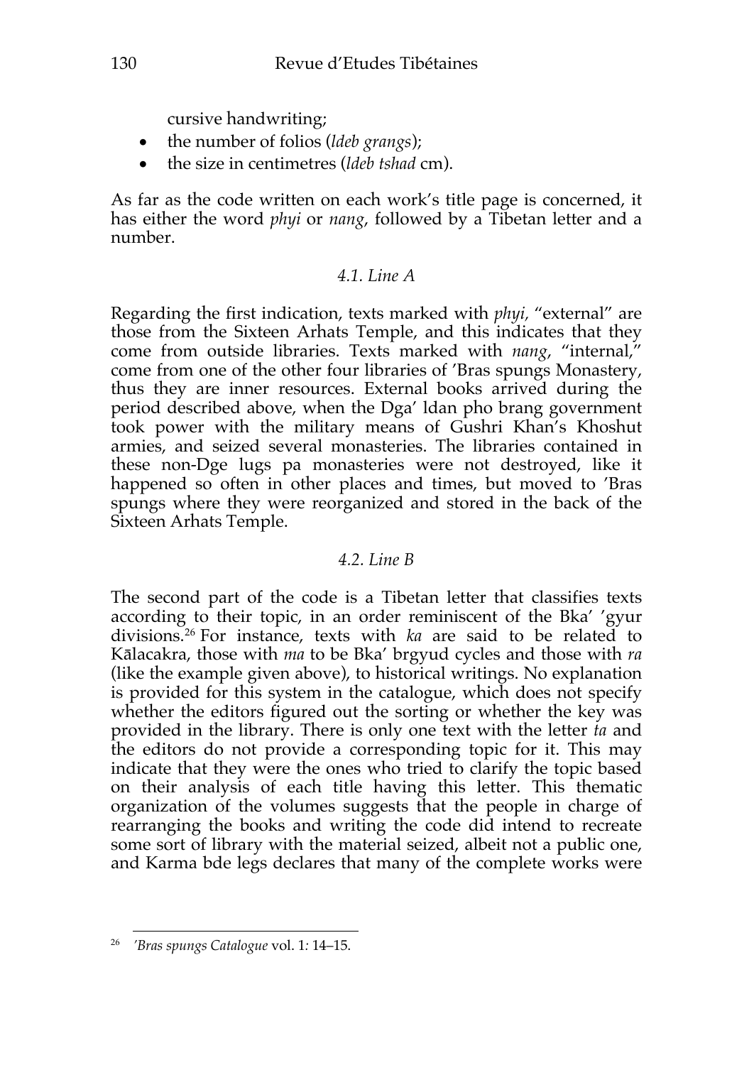cursive handwriting;

- the number of folios (*ldeb grangs*);
- the size in centimetres (*ldeb tshad* cm).

As far as the code written on each work's title page is concerned, it has either the word *phyi* or *nang*, followed by a Tibetan letter and a number.

### *4.1. Line A*

Regarding the first indication, texts marked with *phyi*, "external" are those from the Sixteen Arhats Temple, and this indicates that they come from outside libraries. Texts marked with *nang*, "internal," come from one of the other four libraries of 'Bras spungs Monastery, thus they are inner resources. External books arrived during the period described above, when the Dga' ldan pho brang government took power with the military means of Gushri Khan's Khoshut armies, and seized several monasteries. The libraries contained in these non-Dge lugs pa monasteries were not destroyed, like it happened so often in other places and times, but moved to 'Bras spungs where they were reorganized and stored in the back of the Sixteen Arhats Temple.

### *4.2. Line B*

The second part of the code is a Tibetan letter that classifies texts according to their topic, in an order reminiscent of the Bka' 'gyur divisions.[26] For instance, texts with *ka* are said to be related to Kālacakra, those with *ma* to be Bka' brgyud cycles and those with *ra* (like the example given above), to historical writings. No explanation is provided for this system in the catalogue, which does not specify whether the editors figured out the sorting or whether the key was provided in the library. There is only one text with the letter *ta* and the editors do not provide a corresponding topic for it. This may indicate that they were the ones who tried to clarify the topic based on their analysis of each title having this letter. This thematic organization of the volumes suggests that the people in charge of rearranging the books and writing the code did intend to recreate some sort of library with the material seized, albeit not a public one, and Karma bde legs declares that many of the complete works were

---

[26] *'Bras spungs Catalogue* vol. 1*:* 14–15.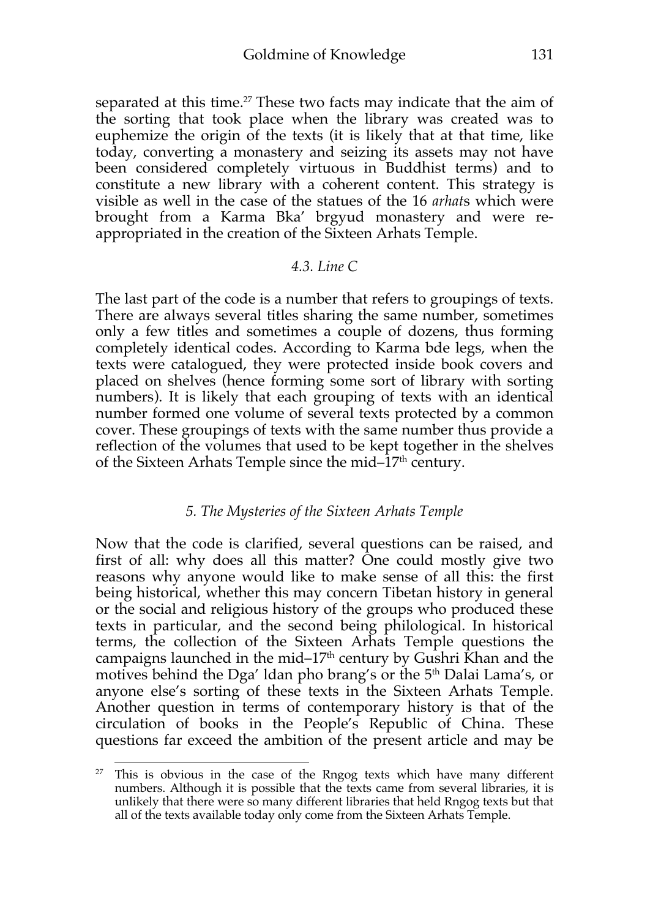separated at this time.[27] These two facts may indicate that the aim of the sorting that took place when the library was created was to euphemize the origin of the texts (it is likely that at that time, like today, converting a monastery and seizing its assets may not have been considered completely virtuous in Buddhist terms) and to constitute a new library with a coherent content. This strategy is visible as well in the case of the statues of the 16 *arhat*s which were brought from a Karma Bka' brgyud monastery and were re-appropriated in the creation of the Sixteen Arhats Temple.

### *4.3. Line C*

The last part of the code is a number that refers to groupings of texts. There are always several titles sharing the same number, sometimes only a few titles and sometimes a couple of dozens, thus forming completely identical codes. According to Karma bde legs, when the texts were catalogued, they were protected inside book covers and placed on shelves (hence forming some sort of library with sorting numbers). It is likely that each grouping of texts with an identical number formed one volume of several texts protected by a common cover. These groupings of texts with the same number thus provide a reflection of the volumes that used to be kept together in the shelves of the Sixteen Arhats Temple since the mid–17th century.

## *5. The Mysteries of the Sixteen Arhats Temple*

Now that the code is clarified, several questions can be raised, and first of all: why does all this matter? One could mostly give two reasons why anyone would like to make sense of all this: the first being historical, whether this may concern Tibetan history in general or the social and religious history of the groups who produced these texts in particular, and the second being philological. In historical terms, the collection of the Sixteen Arhats Temple questions the campaigns launched in the mid–17th century by Gushri Khan and the motives behind the Dga' ldan pho brang's or the 5th Dalai Lama's, or anyone else's sorting of these texts in the Sixteen Arhats Temple. Another question in terms of contemporary history is that of the circulation of books in the People's Republic of China. These questions far exceed the ambition of the present article and may be

---

[27] This is obvious in the case of the Rngog texts which have many different numbers. Although it is possible that the texts came from several libraries, it is unlikely that there were so many different libraries that held Rngog texts but that all of the texts available today only come from the Sixteen Arhats Temple.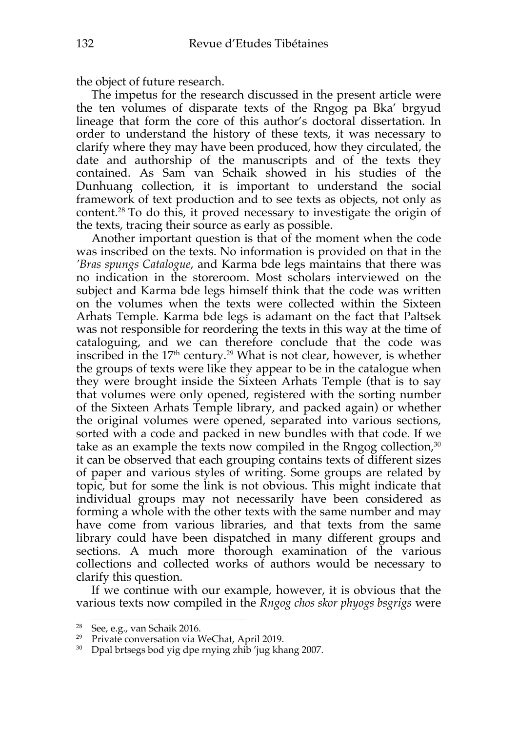the object of future research.

The impetus for the research discussed in the present article were the ten volumes of disparate texts of the Rngog pa Bka' brgyud lineage that form the core of this author's doctoral dissertation. In order to understand the history of these texts, it was necessary to clarify where they may have been produced, how they circulated, the date and authorship of the manuscripts and of the texts they contained. As Sam van Schaik showed in his studies of the Dunhuang collection, it is important to understand the social framework of text production and to see texts as objects, not only as content.[28] To do this, it proved necessary to investigate the origin of the texts, tracing their source as early as possible.

Another important question is that of the moment when the code was inscribed on the texts. No information is provided on that in the *'Bras spungs Catalogue*, and Karma bde legs maintains that there was no indication in the storeroom. Most scholars interviewed on the subject and Karma bde legs himself think that the code was written on the volumes when the texts were collected within the Sixteen Arhats Temple. Karma bde legs is adamant on the fact that Paltsek was not responsible for reordering the texts in this way at the time of cataloguing, and we can therefore conclude that the code was inscribed in the 17th century.[29] What is not clear, however, is whether the groups of texts were like they appear to be in the catalogue when they were brought inside the Sixteen Arhats Temple (that is to say that volumes were only opened, registered with the sorting number of the Sixteen Arhats Temple library, and packed again) or whether the original volumes were opened, separated into various sections, sorted with a code and packed in new bundles with that code. If we take as an example the texts now compiled in the Rngog collection,[30] it can be observed that each grouping contains texts of different sizes of paper and various styles of writing. Some groups are related by topic, but for some the link is not obvious. This might indicate that individual groups may not necessarily have been considered as forming a whole with the other texts with the same number and may have come from various libraries, and that texts from the same library could have been dispatched in many different groups and sections. A much more thorough examination of the various collections and collected works of authors would be necessary to clarify this question.

If we continue with our example, however, it is obvious that the various texts now compiled in the *Rngog chos skor phyogs bsgrigs* were

---

[28] See, e.g., van Schaik 2016.

[29] Private conversation via WeChat, April 2019.

[30] Dpal brtsegs bod yig dpe rnying zhib 'jug khang 2007.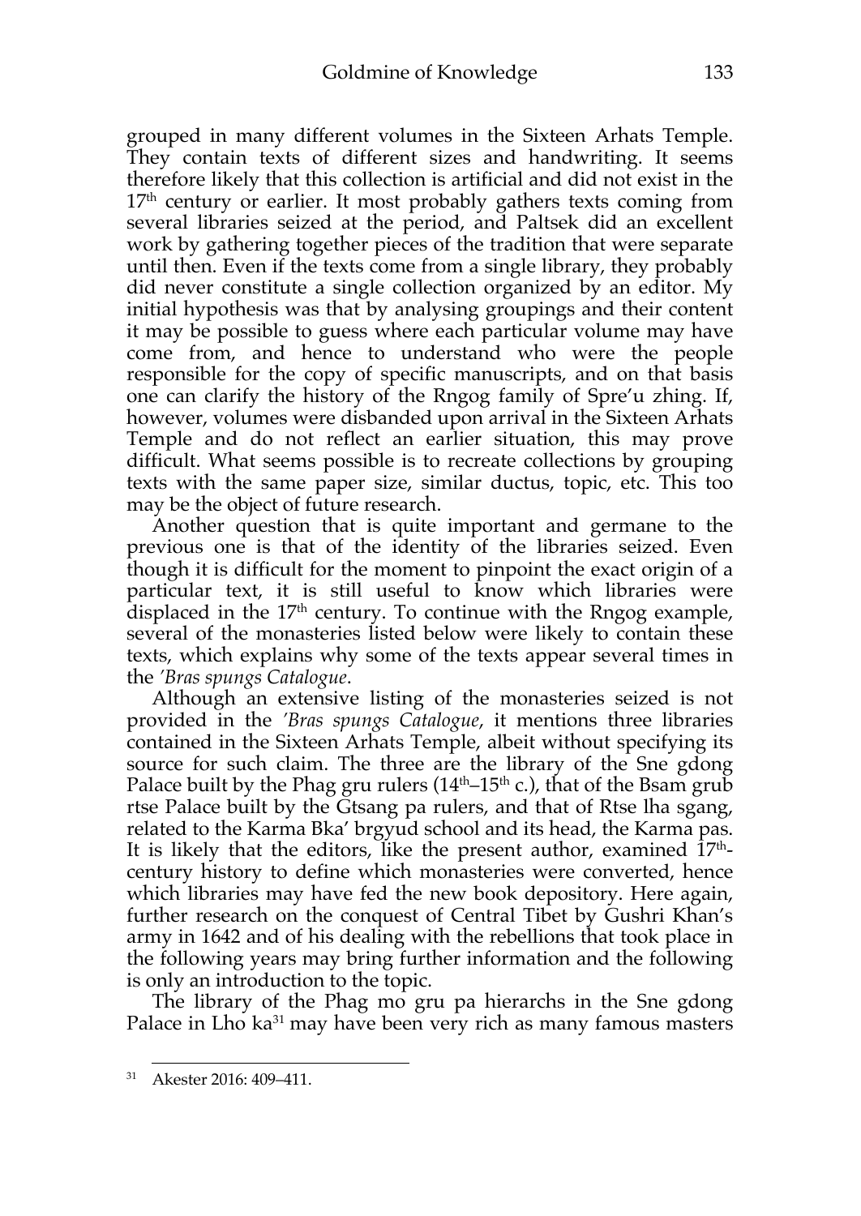grouped in many different volumes in the Sixteen Arhats Temple. They contain texts of different sizes and handwriting. It seems therefore likely that this collection is artificial and did not exist in the 17th century or earlier. It most probably gathers texts coming from several libraries seized at the period, and Paltsek did an excellent work by gathering together pieces of the tradition that were separate until then. Even if the texts come from a single library, they probably did never constitute a single collection organized by an editor. My initial hypothesis was that by analysing groupings and their content it may be possible to guess where each particular volume may have come from, and hence to understand who were the people responsible for the copy of specific manuscripts, and on that basis one can clarify the history of the Rngog family of Spre'u zhing. If, however, volumes were disbanded upon arrival in the Sixteen Arhats Temple and do not reflect an earlier situation, this may prove difficult. What seems possible is to recreate collections by grouping texts with the same paper size, similar ductus, topic, etc. This too may be the object of future research.

Another question that is quite important and germane to the previous one is that of the identity of the libraries seized. Even though it is difficult for the moment to pinpoint the exact origin of a particular text, it is still useful to know which libraries were displaced in the 17th century. To continue with the Rngog example, several of the monasteries listed below were likely to contain these texts, which explains why some of the texts appear several times in the *'Bras spungs Catalogue*.

Although an extensive listing of the monasteries seized is not provided in the *'Bras spungs Catalogue*, it mentions three libraries contained in the Sixteen Arhats Temple, albeit without specifying its source for such claim. The three are the library of the Sne gdong Palace built by the Phag gru rulers (14th–15th c.), that of the Bsam grub rtse Palace built by the Gtsang pa rulers, and that of Rtse lha sgang, related to the Karma Bka' brgyud school and its head, the Karma pas. It is likely that the editors, like the present author, examined 17th-century history to define which monasteries were converted, hence which libraries may have fed the new book depository. Here again, further research on the conquest of Central Tibet by Gushri Khan's army in 1642 and of his dealing with the rebellions that took place in the following years may bring further information and the following is only an introduction to the topic.

The library of the Phag mo gru pa hierarchs in the Sne gdong Palace in Lho ka[31] may have been very rich as many famous masters

[31] Akester 2016: 409–411.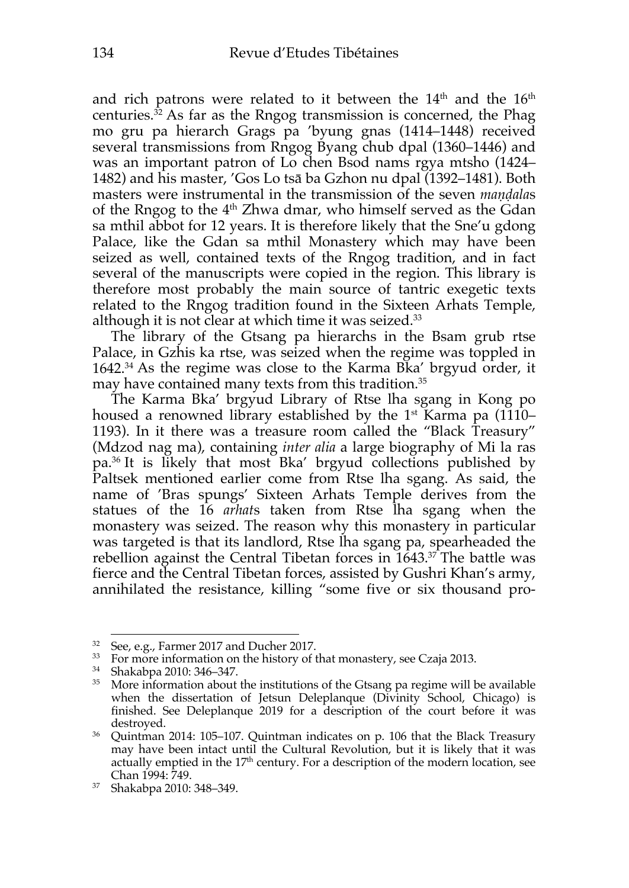and rich patrons were related to it between the 14th and the 16th centuries.[32] As far as the Rngog transmission is concerned, the Phag mo gru pa hierarch Grags pa 'byung gnas (1414–1448) received several transmissions from Rngog Byang chub dpal (1360–1446) and was an important patron of Lo chen Bsod nams rgya mtsho (1424–1482) and his master, 'Gos Lo tsā ba Gzhon nu dpal (1392–1481). Both masters were instrumental in the transmission of the seven *maṇḍala*s of the Rngog to the 4th Zhwa dmar, who himself served as the Gdan sa mthil abbot for 12 years. It is therefore likely that the Sne'u gdong Palace, like the Gdan sa mthil Monastery which may have been seized as well, contained texts of the Rngog tradition, and in fact several of the manuscripts were copied in the region. This library is therefore most probably the main source of tantric exegetic texts related to the Rngog tradition found in the Sixteen Arhats Temple, although it is not clear at which time it was seized.[33]

The library of the Gtsang pa hierarchs in the Bsam grub rtse Palace, in Gzhis ka rtse, was seized when the regime was toppled in 1642.[34] As the regime was close to the Karma Bka' brgyud order, it may have contained many texts from this tradition.[35]

The Karma Bka' brgyud Library of Rtse lha sgang in Kong po housed a renowned library established by the 1st Karma pa (1110–1193). In it there was a treasure room called the "Black Treasury" (Mdzod nag ma), containing *inter alia* a large biography of Mi la ras pa.[36] It is likely that most Bka' brgyud collections published by Paltsek mentioned earlier come from Rtse lha sgang. As said, the name of 'Bras spungs' Sixteen Arhats Temple derives from the statues of the 16 *arhat*s taken from Rtse lha sgang when the monastery was seized. The reason why this monastery in particular was targeted is that its landlord, Rtse lha sgang pa, spearheaded the rebellion against the Central Tibetan forces in 1643.[37] The battle was fierce and the Central Tibetan forces, assisted by Gushri Khan's army, annihilated the resistance, killing "some five or six thousand pro-

---

[32] See, e.g., Farmer 2017 and Ducher 2017.

[33] For more information on the history of that monastery, see Czaja 2013.

[34] Shakabpa 2010: 346–347.

[35] More information about the institutions of the Gtsang pa regime will be available when the dissertation of Jetsun Deleplanque (Divinity School, Chicago) is finished. See Deleplanque 2019 for a description of the court before it was destroyed.

[36] Quintman 2014: 105–107. Quintman indicates on p. 106 that the Black Treasury may have been intact until the Cultural Revolution, but it is likely that it was actually emptied in the 17th century. For a description of the modern location, see Chan 1994: 749.

[37] Shakabpa 2010: 348–349.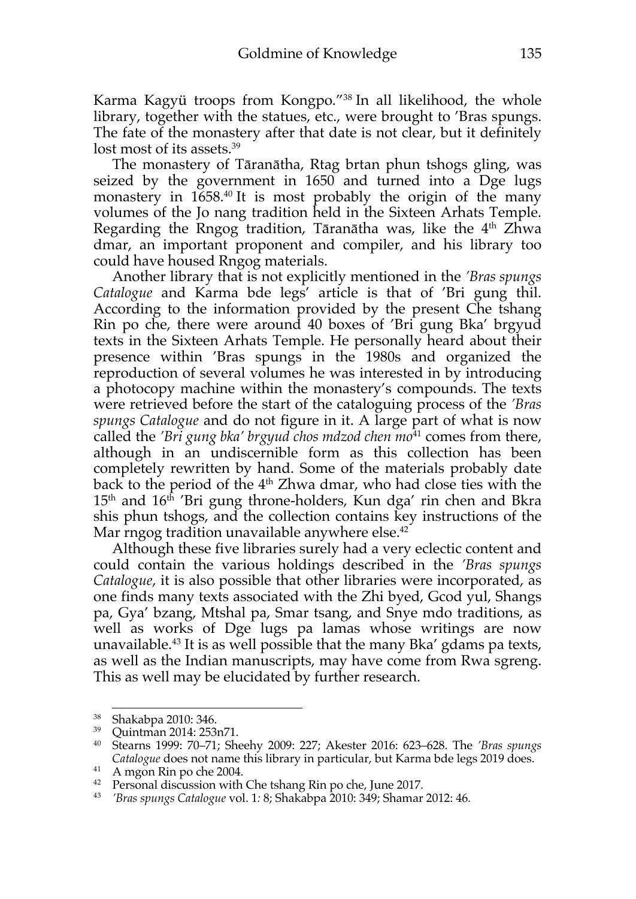Karma Kagyü troops from Kongpo."[38] In all likelihood, the whole library, together with the statues, etc., were brought to 'Bras spungs. The fate of the monastery after that date is not clear, but it definitely lost most of its assets.[39]

The monastery of Tāranātha, Rtag brtan phun tshogs gling, was seized by the government in 1650 and turned into a Dge lugs monastery in 1658.[40] It is most probably the origin of the many volumes of the Jo nang tradition held in the Sixteen Arhats Temple. Regarding the Rngog tradition, Tāranātha was, like the 4th Zhwa dmar, an important proponent and compiler, and his library too could have housed Rngog materials.

Another library that is not explicitly mentioned in the *'Bras spungs Catalogue* and Karma bde legs' article is that of 'Bri gung thil. According to the information provided by the present Che tshang Rin po che, there were around 40 boxes of 'Bri gung Bka' brgyud texts in the Sixteen Arhats Temple. He personally heard about their presence within 'Bras spungs in the 1980s and organized the reproduction of several volumes he was interested in by introducing a photocopy machine within the monastery's compounds. The texts were retrieved before the start of the cataloguing process of the *'Bras spungs Catalogue* and do not figure in it. A large part of what is now called the *'Bri gung bka' brgyud chos mdzod chen mo*[41] comes from there, although in an undiscernible form as this collection has been completely rewritten by hand. Some of the materials probably date back to the period of the 4th Zhwa dmar, who had close ties with the 15th and 16th 'Bri gung throne-holders, Kun dga' rin chen and Bkra shis phun tshogs, and the collection contains key instructions of the Mar rngog tradition unavailable anywhere else.[42]

Although these five libraries surely had a very eclectic content and could contain the various holdings described in the *'Bras spungs Catalogue*, it is also possible that other libraries were incorporated, as one finds many texts associated with the Zhi byed, Gcod yul, Shangs pa, Gya' bzang, Mtshal pa, Smar tsang, and Snye mdo traditions, as well as works of Dge lugs pa lamas whose writings are now unavailable.[43] It is as well possible that the many Bka' gdams pa texts, as well as the Indian manuscripts, may have come from Rwa sgreng. This as well may be elucidated by further research.

---

[38] Shakabpa 2010: 346.

[39] Quintman 2014: 253n71.

[40] Stearns 1999: 70–71; Sheehy 2009: 227; Akester 2016: 623–628. The *'Bras spungs Catalogue* does not name this library in particular, but Karma bde legs 2019 does.

[41] A mgon Rin po che 2004.

[42] Personal discussion with Che tshang Rin po che, June 2017.

[43] *'Bras spungs Catalogue* vol. 1: 8; Shakabpa 2010: 349; Shamar 2012: 46.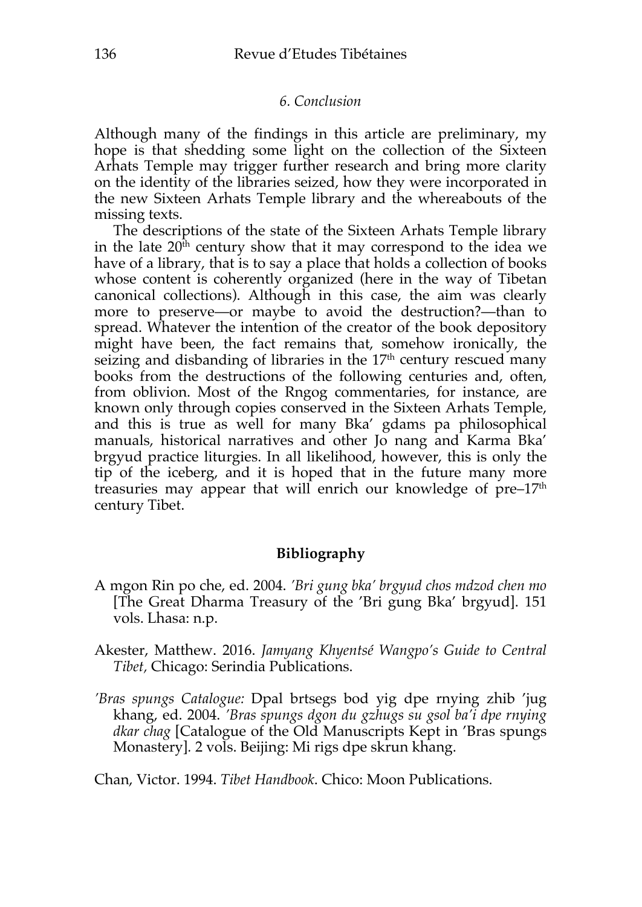## *6. Conclusion*

Although many of the findings in this article are preliminary, my hope is that shedding some light on the collection of the Sixteen Arhats Temple may trigger further research and bring more clarity on the identity of the libraries seized, how they were incorporated in the new Sixteen Arhats Temple library and the whereabouts of the missing texts.

The descriptions of the state of the Sixteen Arhats Temple library in the late 20th century show that it may correspond to the idea we have of a library, that is to say a place that holds a collection of books whose content is coherently organized (here in the way of Tibetan canonical collections). Although in this case, the aim was clearly more to preserve—or maybe to avoid the destruction?—than to spread. Whatever the intention of the creator of the book depository might have been, the fact remains that, somehow ironically, the seizing and disbanding of libraries in the 17th century rescued many books from the destructions of the following centuries and, often, from oblivion. Most of the Rngog commentaries, for instance, are known only through copies conserved in the Sixteen Arhats Temple, and this is true as well for many Bka' gdams pa philosophical manuals, historical narratives and other Jo nang and Karma Bka' brgyud practice liturgies. In all likelihood, however, this is only the tip of the iceberg, and it is hoped that in the future many more treasuries may appear that will enrich our knowledge of pre–17th century Tibet.

## **Bibliography**

A mgon Rin po che, ed. 2004. *'Bri gung bka' brgyud chos mdzod chen mo* [The Great Dharma Treasury of the 'Bri gung Bka' brgyud]. 151 vols. Lhasa: n.p.

Akester, Matthew. 2016. *Jamyang Khyentsé Wangpo's Guide to Central Tibet*, Chicago: Serindia Publications.

*'Bras spungs Catalogue:* Dpal brtsegs bod yig dpe rnying zhib 'jug khang, ed. 2004. *'Bras spungs dgon du gzhugs su gsol ba'i dpe rnying dkar chag* [Catalogue of the Old Manuscripts Kept in 'Bras spungs Monastery]. 2 vols. Beijing: Mi rigs dpe skrun khang.

Chan, Victor. 1994. *Tibet Handbook*. Chico: Moon Publications.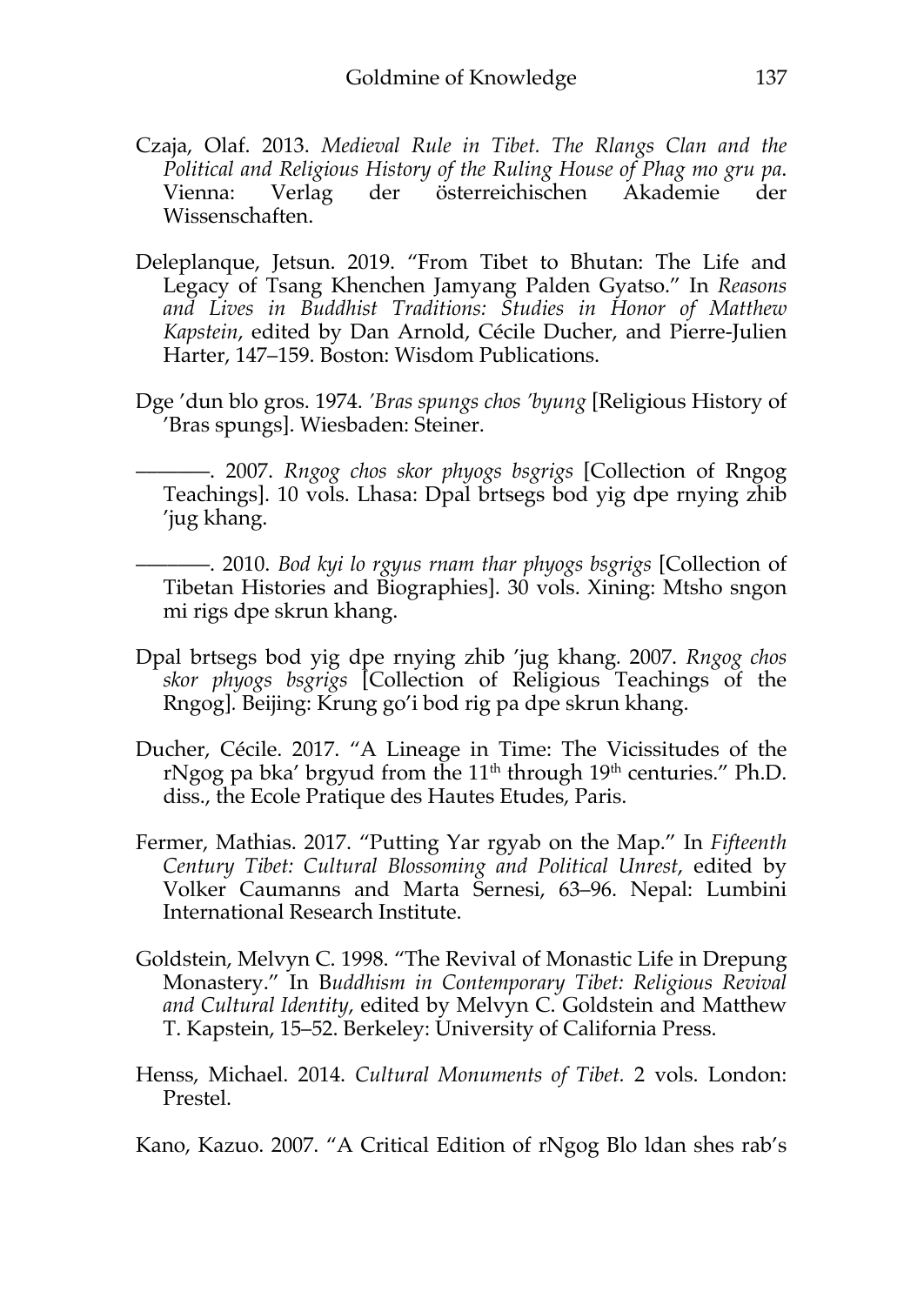Czaja, Olaf. 2013. *Medieval Rule in Tibet. The Rlangs Clan and the Political and Religious History of the Ruling House of Phag mo gru pa*. Vienna: Verlag der österreichischen Akademie der Wissenschaften.

Deleplanque, Jetsun. 2019. "From Tibet to Bhutan: The Life and Legacy of Tsang Khenchen Jamyang Palden Gyatso." In *Reasons and Lives in Buddhist Traditions: Studies in Honor of Matthew Kapstein*, edited by Dan Arnold, Cécile Ducher, and Pierre-Julien Harter, 147–159. Boston: Wisdom Publications.

Dge 'dun blo gros. 1974. *'Bras spungs chos 'byung* [Religious History of 'Bras spungs]. Wiesbaden: Steiner.

———. 2007. *Rngog chos skor phyogs bsgrigs* [Collection of Rngog Teachings]. 10 vols. Lhasa: Dpal brtsegs bod yig dpe rnying zhib 'jug khang.

———. 2010. *Bod kyi lo rgyus rnam thar phyogs bsgrigs* [Collection of Tibetan Histories and Biographies]. 30 vols. Xining: Mtsho sngon mi rigs dpe skrun khang.

Dpal brtsegs bod yig dpe rnying zhib 'jug khang. 2007. *Rngog chos skor phyogs bsgrigs* [Collection of Religious Teachings of the Rngog]. Beijing: Krung go'i bod rig pa dpe skrun khang.

Ducher, Cécile. 2017. "A Lineage in Time: The Vicissitudes of the rNgog pa bka' brgyud from the 11th through 19th centuries." Ph.D. diss., the Ecole Pratique des Hautes Etudes, Paris.

Fermer, Mathias. 2017. "Putting Yar rgyab on the Map." In *Fifteenth Century Tibet: Cultural Blossoming and Political Unrest*, edited by Volker Caumanns and Marta Sernesi, 63–96. Nepal: Lumbini International Research Institute.

Goldstein, Melvyn C. 1998. "The Revival of Monastic Life in Drepung Monastery." In B*uddhism in Contemporary Tibet: Religious Revival and Cultural Identity*, edited by Melvyn C. Goldstein and Matthew T. Kapstein, 15–52. Berkeley: University of California Press.

Henss, Michael. 2014. *Cultural Monuments of Tibet.* 2 vols. London: Prestel.

Kano, Kazuo. 2007. "A Critical Edition of rNgog Blo ldan shes rab's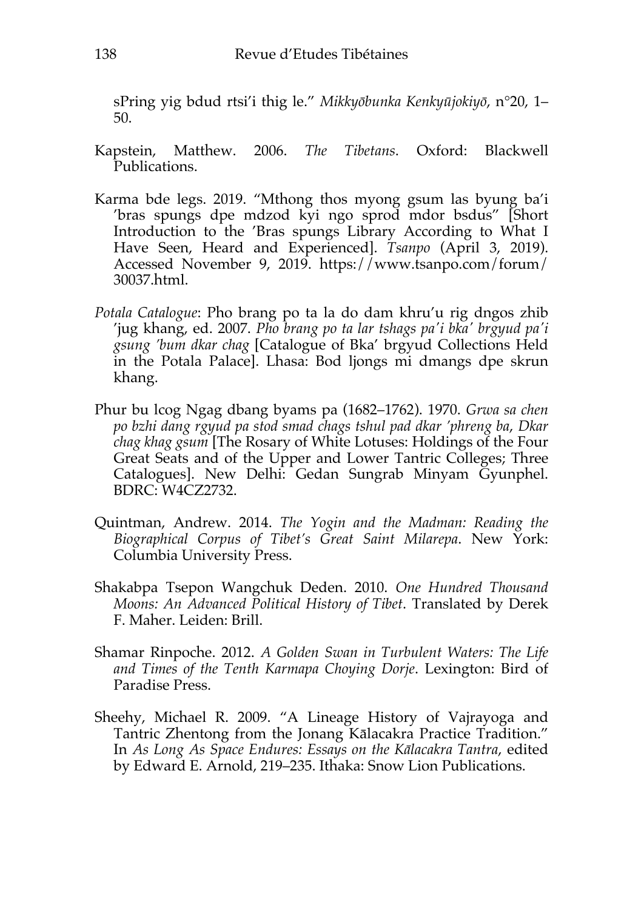sPring yig bdud rtsi'i thig le." *Mikkyōbunka Kenkyūjokiyō*, n°20, 1–50.

Kapstein, Matthew. 2006. *The Tibetans*. Oxford: Blackwell Publications.

Karma bde legs. 2019. "Mthong thos myong gsum las byung ba'i 'bras spungs dpe mdzod kyi ngo sprod mdor bsdus" [Short Introduction to the 'Bras spungs Library According to What I Have Seen, Heard and Experienced]. *Tsanpo* (April 3, 2019). Accessed November 9, 2019. https://www.tsanpo.com/forum/30037.html.

*Potala Catalogue*: Pho brang po ta la do dam khru'u rig dngos zhib 'jug khang, ed. 2007. *Pho brang po ta lar tshags pa'i bka' brgyud pa'i gsung 'bum dkar chag* [Catalogue of Bka' brgyud Collections Held in the Potala Palace]. Lhasa: Bod ljongs mi dmangs dpe skrun khang.

Phur bu lcog Ngag dbang byams pa (1682–1762). 1970. *Grwa sa chen po bzhi dang rgyud pa stod smad chags tshul pad dkar 'phreng ba*, *Dkar chag khag gsum* [The Rosary of White Lotuses: Holdings of the Four Great Seats and of the Upper and Lower Tantric Colleges; Three Catalogues]. New Delhi: Gedan Sungrab Minyam Gyunphel. BDRC: W4CZ2732.

Quintman, Andrew. 2014. *The Yogin and the Madman: Reading the Biographical Corpus of Tibet's Great Saint Milarepa*. New York: Columbia University Press.

Shakabpa Tsepon Wangchuk Deden. 2010. *One Hundred Thousand Moons: An Advanced Political History of Tibet*. Translated by Derek F. Maher. Leiden: Brill.

Shamar Rinpoche. 2012. *A Golden Swan in Turbulent Waters: The Life and Times of the Tenth Karmapa Choying Dorje*. Lexington: Bird of Paradise Press.

Sheehy, Michael R. 2009. "A Lineage History of Vajrayoga and Tantric Zhentong from the Jonang Kālacakra Practice Tradition." In *As Long As Space Endures: Essays on the Kālacakra Tantra*, edited by Edward E. Arnold, 219–235. Ithaka: Snow Lion Publications.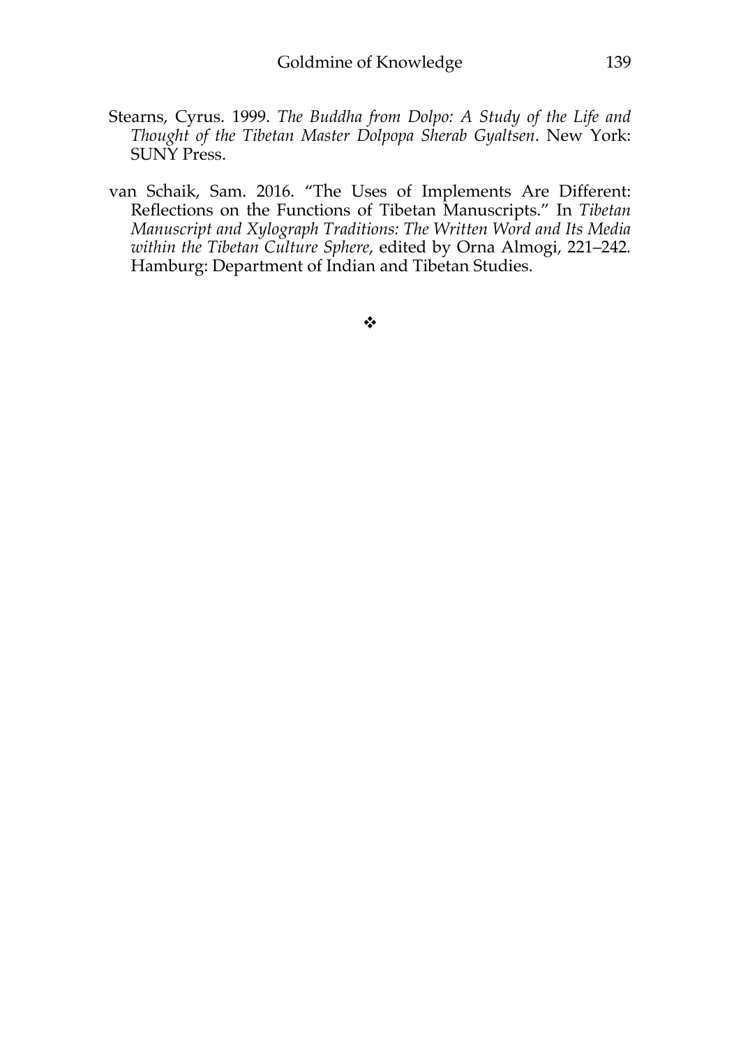Stearns, Cyrus. 1999. *The Buddha from Dolpo: A Study of the Life and Thought of the Tibetan Master Dolpopa Sherab Gyaltsen*. New York: SUNY Press.

van Schaik, Sam. 2016. "The Uses of Implements Are Different: Reflections on the Functions of Tibetan Manuscripts." In *Tibetan Manuscript and Xylograph Traditions: The Written Word and Its Media within the Tibetan Culture Sphere*, edited by Orna Almogi, 221–242. Hamburg: Department of Indian and Tibetan Studies.

❖